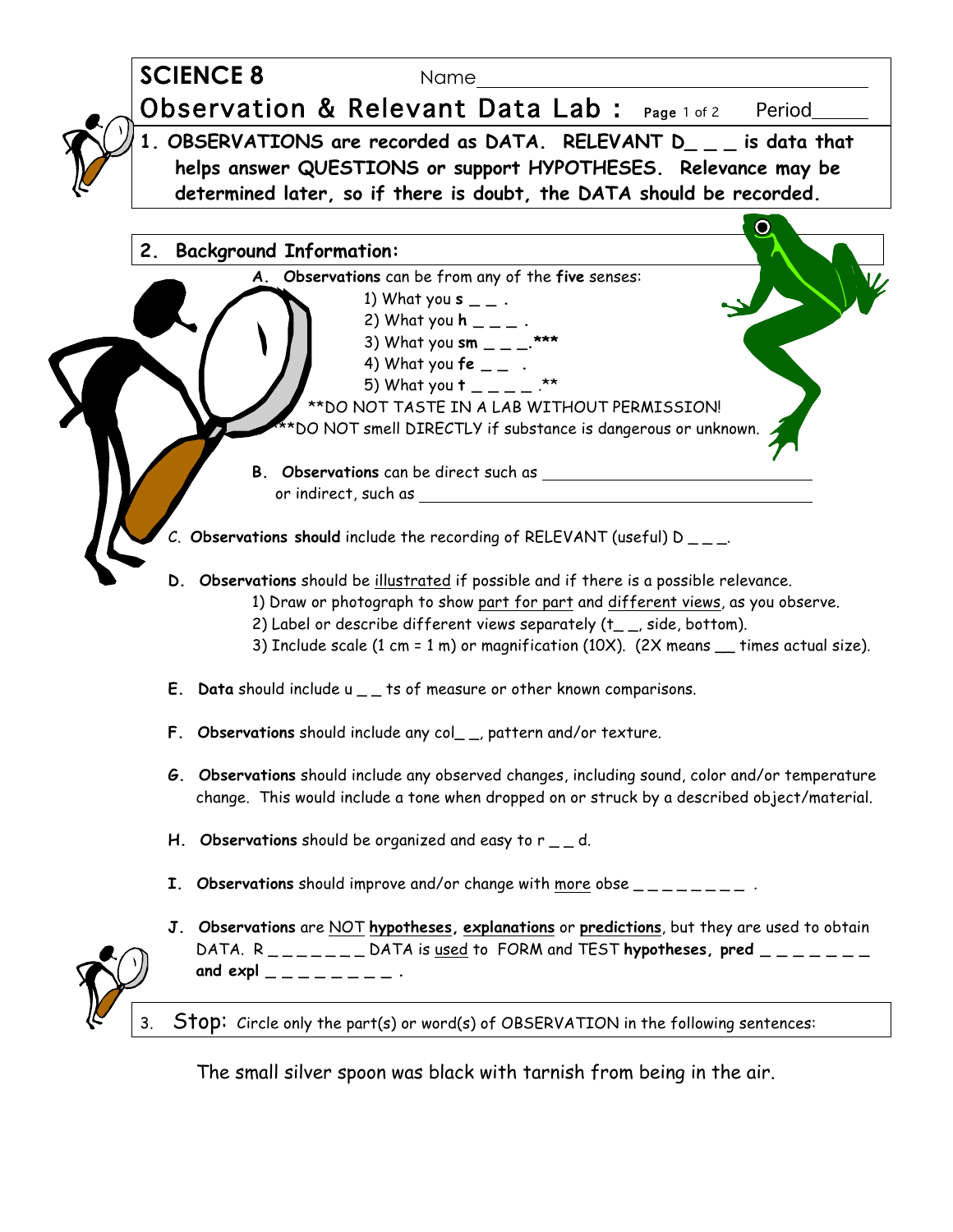# SCIENCE 8

Name\_\_\_\_\_\_\_\_\_\_\_\_\_\_\_\_\_\_\_\_\_\_\_\_\_\_\_\_\_\_\_\_\_\_\_\_

## Observation & Relevant Data Lab :

Period\_\_\_\_\_

**1. OBSERVATIONS are recorded as DATA. RELEVANT D_ _ _ is data that helps answer QUESTIONS or support HYPOTHESES. Relevance may be determined later, so if there is doubt, the DATA should be recorded.**

## 2. Background Information:

**A. Observations** can be from any of the **five** senses:

1) What you **s** _ _ .
2) What you **h** _ _ _ .
3) What you **sm** _ _ _.***
4) What you **fe** _ _ .
5) What you **t** _ _ _ _ .**

**DO NOT TASTE IN A LAB WITHOUT PERMISSION!
***DO NOT smell DIRECTLY if substance is dangerous or unknown.

**B. Observations** can be direct such as \_\_\_\_\_\_\_\_\_\_\_\_\_\_\_\_\_\_\_\_\_\_\_\_\_\_\_\_\_\_ or indirect, such as \_\_\_\_\_\_\_\_\_\_\_\_\_\_\_\_\_\_\_\_\_\_\_\_\_\_\_\_\_\_\_\_\_\_\_\_\_\_\_\_

C. **Observations should** include the recording of RELEVANT (useful) D _ _ _.

**D. Observations** should be illustrated if possible and if there is a possible relevance.

1) Draw or photograph to show part for part and different views, as you observe.
2) Label or describe different views separately (t_ _, side, bottom).
3) Include scale (1 cm = 1 m) or magnification (10X). (2X means __ times actual size).

**E. Data** should include u _ _ ts of measure or other known comparisons.

**F. Observations** should include any col_ _, pattern and/or texture.

**G. Observations** should include any observed changes, including sound, color and/or temperature change. This would include a tone when dropped on or struck by a described object/material.

**H. Observations** should be organized and easy to r _ _ d.

**I. Observations** should improve and/or change with more obse _ _ _ _ _ _ _ _ .

**J. Observations** are NOT **hypotheses**, **explanations** or **predictions**, but they are used to obtain DATA. R _ _ _ _ _ _ _ DATA is used to FORM and TEST **hypotheses**, **pred** _ _ _ _ _ _ _ **and expl** _ _ _ _ _ _ _ _ _ .

3. Stop: Circle only the part(s) or word(s) of OBSERVATION in the following sentences:

The small silver spoon was black with tarnish from being in the air.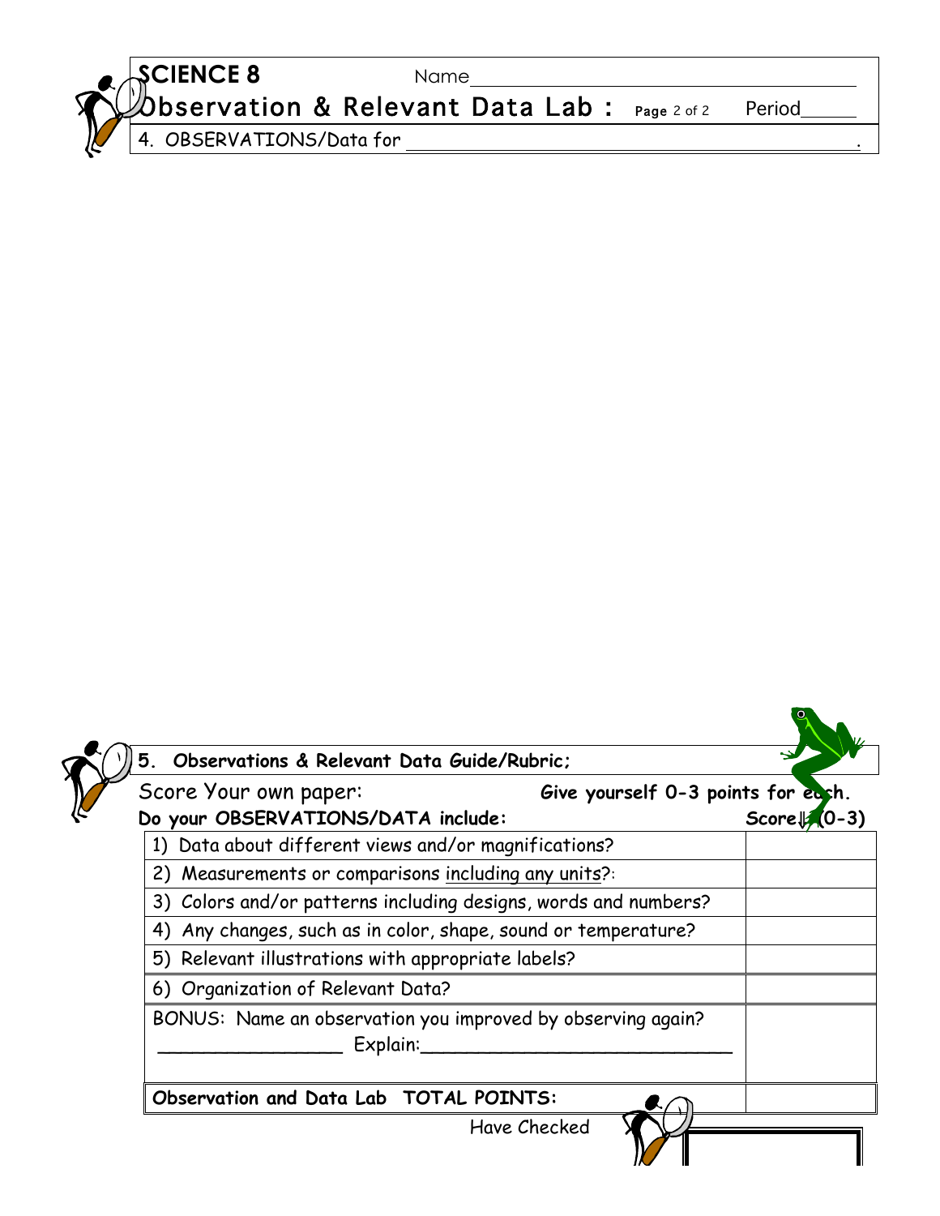**SCIENCE 8** Name\_\_\_\_\_\_\_\_\_\_\_\_\_\_\_\_\_\_\_\_\_\_\_\_\_\_\_\_\_\_

## Observation & Relevant Data Lab : Page 2 of 2 Period\_\_\_\_\_

4. OBSERVATIONS/Data for \_\_\_\_\_\_\_\_\_\_\_\_\_\_\_\_\_\_\_\_\_\_\_\_\_\_\_\_\_\_\_\_\_\_\_\_\_\_\_\_.

**5. Observations & Relevant Data Guide/Rubric;**

Score Your own paper: **Give yourself 0-3 points for each.**

| **Do your OBSERVATIONS/DATA include:** | **Score⇓ (0-3)** |
|---|---|
| 1) Data about different views and/or magnifications? | |
| 2) Measurements or comparisons including any units?: | |
| 3) Colors and/or patterns including designs, words and numbers? | |
| 4) Any changes, such as in color, shape, sound or temperature? | |
| 5) Relevant illustrations with appropriate labels? | |
| 6) Organization of Relevant Data? | |
| BONUS: Name an observation you improved by observing again? \_\_\_\_\_\_\_\_\_\_\_\_\_\_\_\_ Explain:\_\_\_\_\_\_\_\_\_\_\_\_\_\_\_\_\_\_\_\_\_\_\_\_\_\_\_\_\_\_ | |
| **Observation and Data Lab TOTAL POINTS:** | |

Have Checked